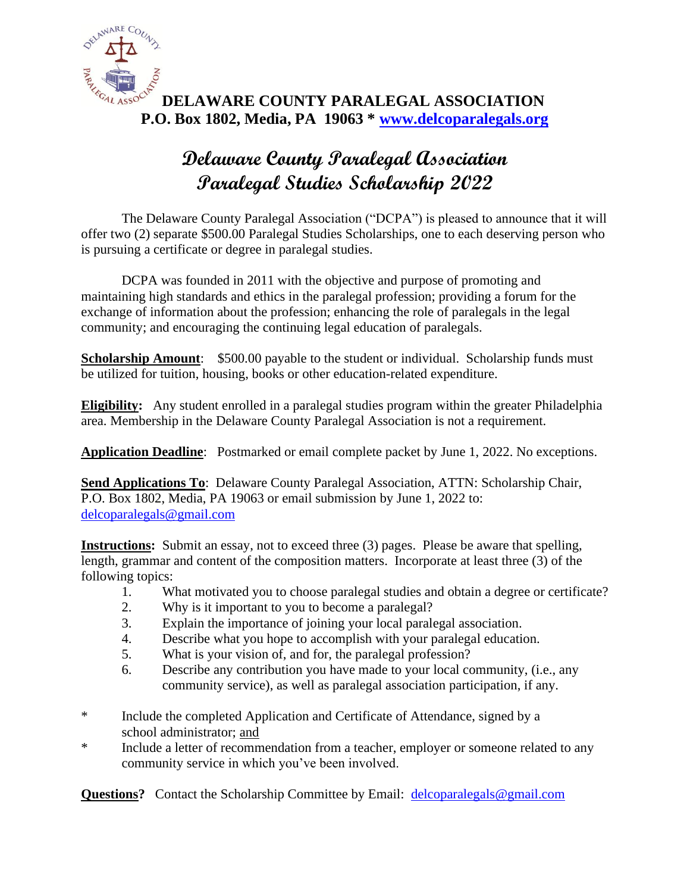**DELAWARE COUNTY PARALEGAL ASSOCIATION**
**P.O. Box 1802, Media, PA 19063 * [www.delcoparalegals.org](http://www.delcoparalegals.org)**

# Delaware County Paralegal Association
# Paralegal Studies Scholarship 2022

The Delaware County Paralegal Association ("DCPA") is pleased to announce that it will offer two (2) separate $500.00 Paralegal Studies Scholarships, one to each deserving person who is pursuing a certificate or degree in paralegal studies.

DCPA was founded in 2011 with the objective and purpose of promoting and maintaining high standards and ethics in the paralegal profession; providing a forum for the exchange of information about the profession; enhancing the role of paralegals in the legal community; and encouraging the continuing legal education of paralegals.

**Scholarship Amount**: $500.00 payable to the student or individual. Scholarship funds must be utilized for tuition, housing, books or other education-related expenditure.

**Eligibility:** Any student enrolled in a paralegal studies program within the greater Philadelphia area. Membership in the Delaware County Paralegal Association is not a requirement.

**Application Deadline**: Postmarked or email complete packet by June 1, 2022. No exceptions.

**Send Applications To**: Delaware County Paralegal Association, ATTN: Scholarship Chair, P.O. Box 1802, Media, PA 19063 or email submission by June 1, 2022 to: delcoparalegals@gmail.com

**Instructions:** Submit an essay, not to exceed three (3) pages. Please be aware that spelling, length, grammar and content of the composition matters. Incorporate at least three (3) of the following topics:

1. What motivated you to choose paralegal studies and obtain a degree or certificate?
2. Why is it important to you to become a paralegal?
3. Explain the importance of joining your local paralegal association.
4. Describe what you hope to accomplish with your paralegal education.
5. What is your vision of, and for, the paralegal profession?
6. Describe any contribution you have made to your local community, (i.e., any community service), as well as paralegal association participation, if any.

- Include the completed Application and Certificate of Attendance, signed by a school administrator; and
- Include a letter of recommendation from a teacher, employer or someone related to any community service in which you've been involved.

**Questions?** Contact the Scholarship Committee by Email: delcoparalegals@gmail.com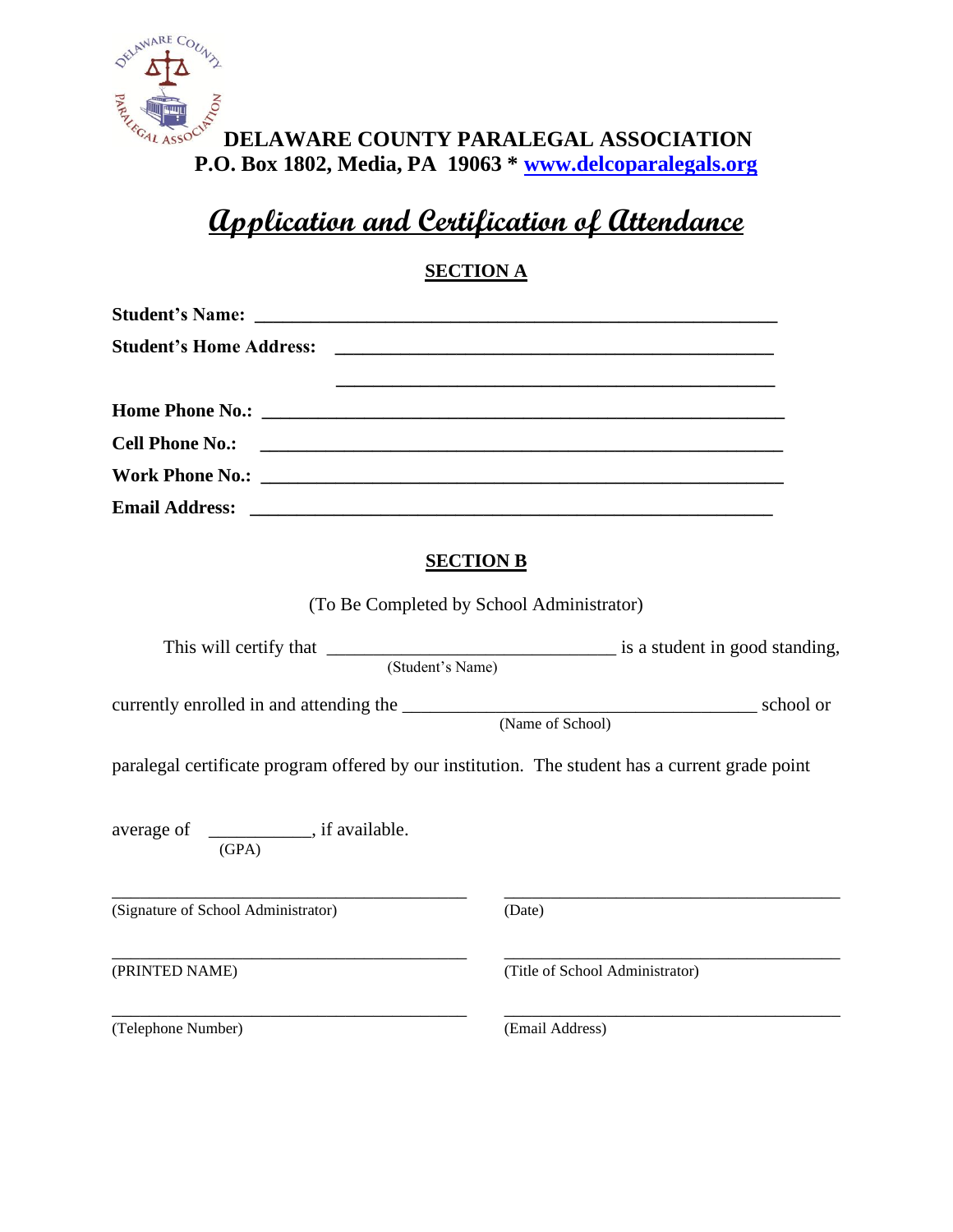**DELAWARE COUNTY PARALEGAL ASSOCIATION**
**P.O. Box 1802, Media, PA 19063 * [www.delcoparalegals.org](http://www.delcoparalegals.org)**

# Application and Certification of Attendance

## SECTION A

**Student's Name:** ______________________________________________________

**Student's Home Address:** ________________________________________________

________________________________________________

**Home Phone No.:** ______________________________________________________

**Cell Phone No.:** ______________________________________________________

**Work Phone No.:** ______________________________________________________

**Email Address:** ______________________________________________________

## SECTION B

(To Be Completed by School Administrator)

This will certify that ______________________________ is a student in good standing,
(Student's Name)

currently enrolled in and attending the ______________________________________ school or
(Name of School)

paralegal certificate program offered by our institution. The student has a current grade point

average of ___________, if available.
(GPA)

________________________________________ ________________________________________
(Signature of School Administrator) (Date)

________________________________________ ________________________________________
(PRINTED NAME) (Title of School Administrator)

________________________________________ ________________________________________
(Telephone Number) (Email Address)